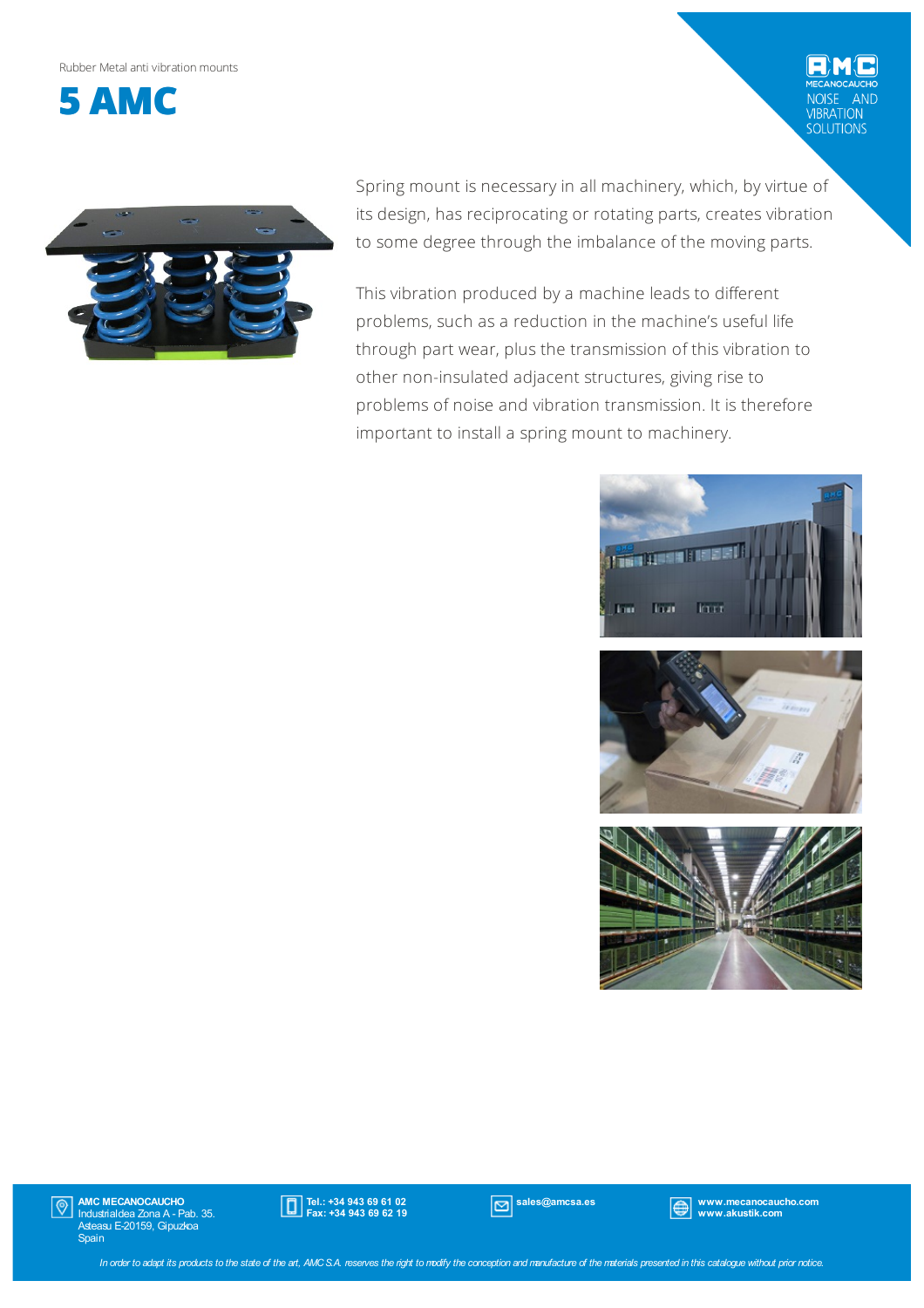Rubber Metal anti vibration mounts

# 5 AMC

Spring mount is necessary in all machinery, which, by virtue of its design, has reciprocating or rotating parts, creates vibration to some degree through the imbalance of the moving parts.

This vibration produced by a machine leads to different problems, such as a reduction in the machine's useful life through part wear, plus the transmission of this vibration to other non-insulated adjacent structures, giving rise to problems of noise and vibration transmission. It is therefore important to install a spring mount to machinery.

**AMC MECANOCAUCHO**
Industrialdea Zona A - Pab. 35.
Asteasu E-20159, Gipuzkoa
Spain

**Tel.: +34 943 69 61 02**
**Fax: +34 943 69 62 19**

**sales@amcsa.es**

**www.mecanocaucho.com**
**www.akustik.com**

*In order to adapt its products to the state of the art, AMC S.A. reserves the right to modify the conception and manufacture of the materials presented in this catalogue without prior notice.*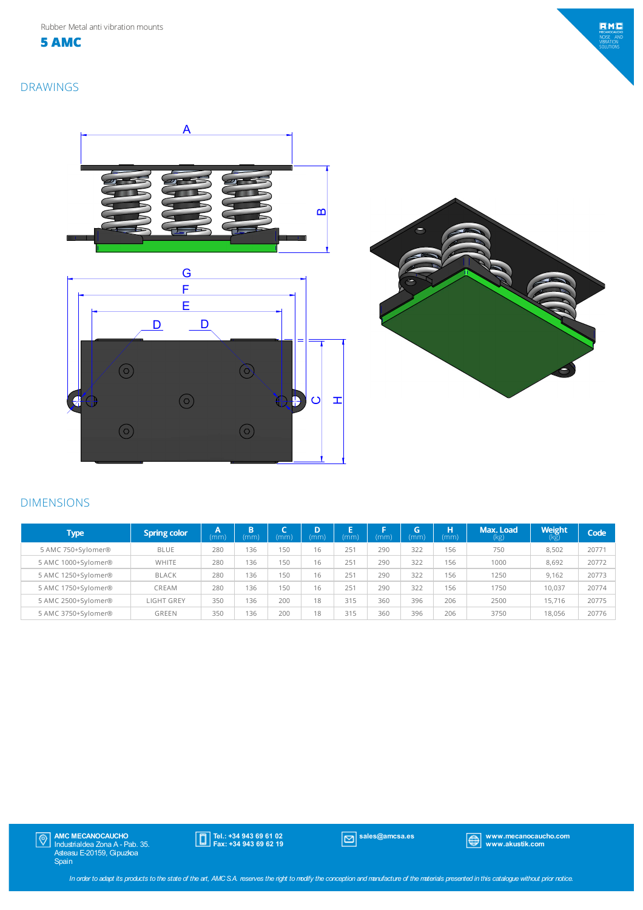Rubber Metal anti vibration mounts

# 5 AMC

## DRAWINGS

## DIMENSIONS

| Type | Spring color | A (mm) | B (mm) | C (mm) | D (mm) | E (mm) | F (mm) | G (mm) | H (mm) | Max. Load (kg) | Weight (kg) | Code |
|---|---|---|---|---|---|---|---|---|---|---|---|---|
| 5 AMC 750+Sylomer® | BLUE | 280 | 136 | 150 | 16 | 251 | 290 | 322 | 156 | 750 | 8,502 | 20771 |
| 5 AMC 1000+Sylomer® | WHITE | 280 | 136 | 150 | 16 | 251 | 290 | 322 | 156 | 1000 | 8,692 | 20772 |
| 5 AMC 1250+Sylomer® | BLACK | 280 | 136 | 150 | 16 | 251 | 290 | 322 | 156 | 1250 | 9,162 | 20773 |
| 5 AMC 1750+Sylomer® | CREAM | 280 | 136 | 150 | 16 | 251 | 290 | 322 | 156 | 1750 | 10,037 | 20774 |
| 5 AMC 2500+Sylomer® | LIGHT GREY | 350 | 136 | 200 | 18 | 315 | 360 | 396 | 206 | 2500 | 15,716 | 20775 |
| 5 AMC 3750+Sylomer® | GREEN | 350 | 136 | 200 | 18 | 315 | 360 | 396 | 206 | 3750 | 18,056 | 20776 |

**AMC MECANOCAUCHO**
Industrialdea Zona A - Pab. 35.
Asteasu E-20159, Gipuzkoa
Spain

**Tel.: +34 943 69 61 02**
**Fax: +34 943 69 62 19**

**sales@amcsa.es**

**www.mecanocaucho.com**
**www.akustik.com**

*In order to adapt its products to the state of the art, AMC S.A. reserves the right to modify the conception and manufacture of the materials presented in this catalogue without prior notice.*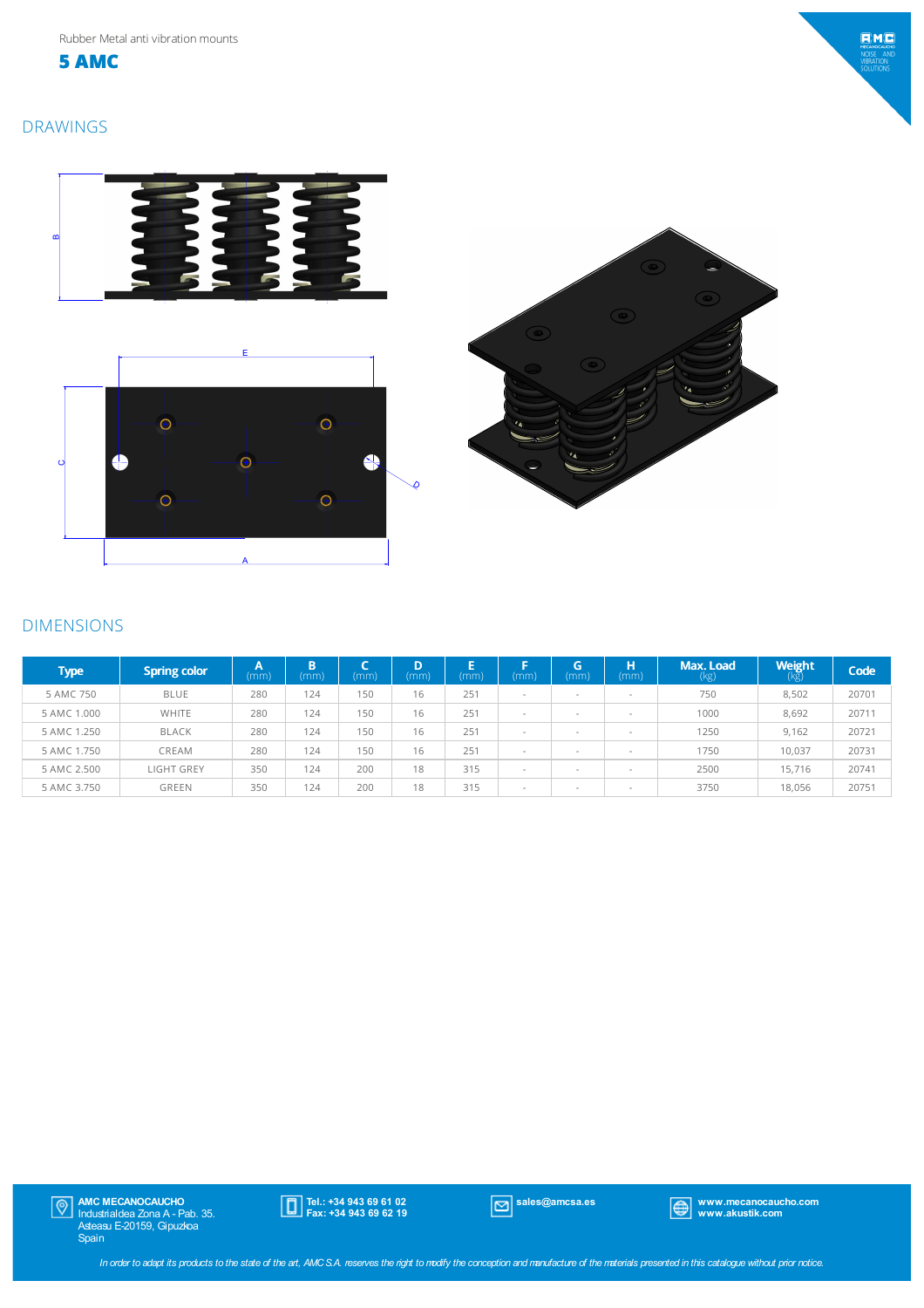Rubber Metal anti vibration mounts

# 5 AMC

## DRAWINGS

## DIMENSIONS

| Type | Spring color | A (mm) | B (mm) | C (mm) | D (mm) | E (mm) | F (mm) | G (mm) | H (mm) | Max. Load (kg) | Weight (kg) | Code |
|---|---|---|---|---|---|---|---|---|---|---|---|---|
| 5 AMC 750 | BLUE | 280 | 124 | 150 | 16 | 251 | - | - | - | 750 | 8,502 | 20701 |
| 5 AMC 1.000 | WHITE | 280 | 124 | 150 | 16 | 251 | - | - | - | 1000 | 8,692 | 20711 |
| 5 AMC 1.250 | BLACK | 280 | 124 | 150 | 16 | 251 | - | - | - | 1250 | 9,162 | 20721 |
| 5 AMC 1.750 | CREAM | 280 | 124 | 150 | 16 | 251 | - | - | - | 1750 | 10,037 | 20731 |
| 5 AMC 2.500 | LIGHT GREY | 350 | 124 | 200 | 18 | 315 | - | - | - | 2500 | 15,716 | 20741 |
| 5 AMC 3.750 | GREEN | 350 | 124 | 200 | 18 | 315 | - | - | - | 3750 | 18,056 | 20751 |

**AMC MECANOCAUCHO**
Industrialdea Zona A - Pab. 35.
Asteasu E-20159, Gipuzkoa
Spain

**Tel.: +34 943 69 61 02**
**Fax: +34 943 69 62 19**

**sales@amcsa.es**

**www.mecanocaucho.com**
**www.akustik.com**

*In order to adapt its products to the state of the art, AMC S.A. reserves the right to modify the conception and manufacture of the materials presented in this catalogue without prior notice.*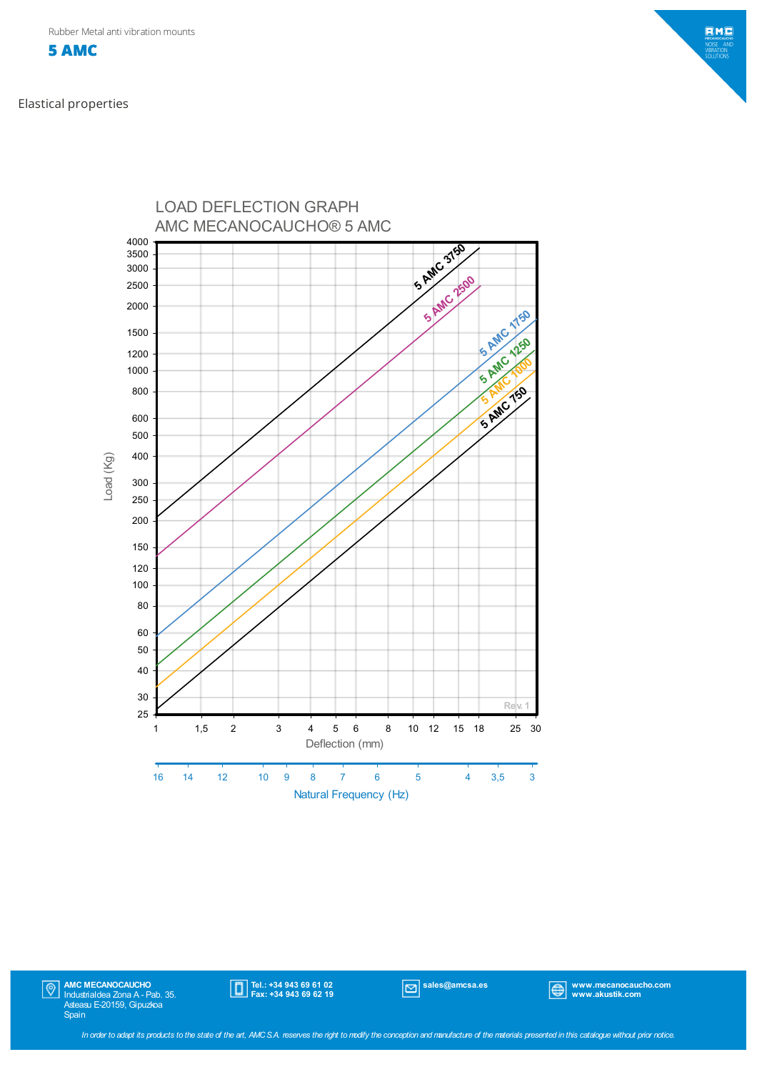Rubber Metal anti vibration mounts

# 5 AMC

## Elastical properties

LOAD DEFLECTION GRAPH
AMC MECANOCAUCHO® 5 AMC

Load (Kg)

4000
3500
3000
2500
2000
1500
1200
1000
800
600
500
400
300
250
200
150
120
100
80
60
50
40
30
25

5 AMC 3750
5 AMC 2500
5 AMC 1750
5 AMC 1250
5 AMC 1000
5 AMC 750

Rev. 1

1 1,5 2 3 4 5 6 8 10 12 15 18 25 30

Deflection (mm)

16 14 12 10 9 8 7 6 5 4 3,5 3

Natural Frequency (Hz)

AMC MECANOCAUCHO
Industrialdea Zona A - Pab. 35.
Asteasu E-20159, Gipuzkoa
Spain

Tel.: +34 943 69 61 02
Fax: +34 943 69 62 19

sales@amcsa.es

www.mecanocaucho.com
www.akustik.com

*In order to adapt its products to the state of the art, AMC S.A. reserves the right to modify the conception and manufacture of the materials presented in this catalogue without prior notice.*